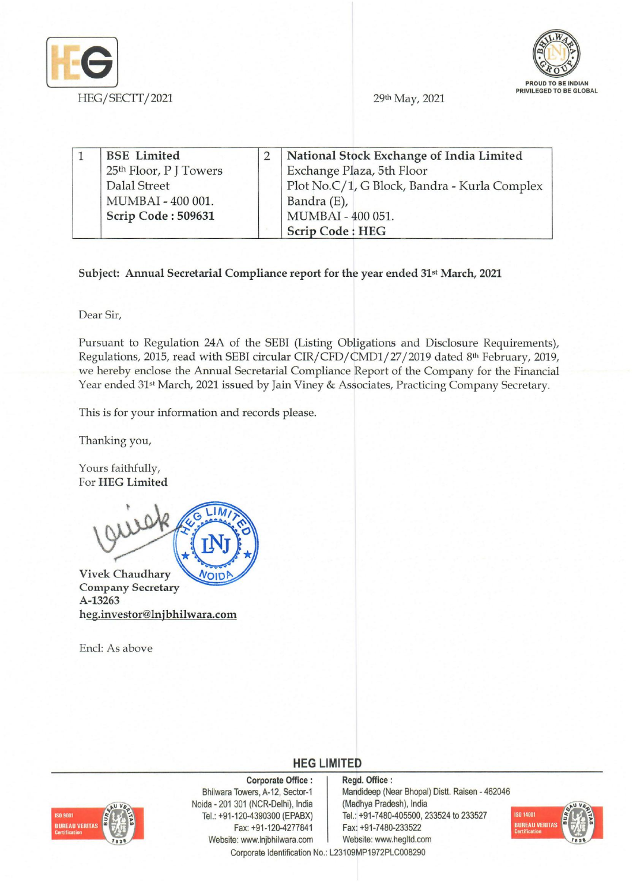HEG/SECTT/2021

29th May, 2021

| 1 | **BSE Limited**<br>25th Floor, P J Towers<br>Dalal Street<br>MUMBAI - 400 001.<br>**Scrip Code : 509631** | 2 | **National Stock Exchange of India Limited**<br>Exchange Plaza, 5th Floor<br>Plot No.C/1, G Block, Bandra - Kurla Complex<br>Bandra (E),<br>MUMBAI - 400 051.<br>**Scrip Code : HEG** |
|---|---|---|---|

**Subject: Annual Secretarial Compliance report for the year ended 31st March, 2021**

Dear Sir,

Pursuant to Regulation 24A of the SEBI (Listing Obligations and Disclosure Requirements), Regulations, 2015, read with SEBI circular CIR/CFD/CMD1/27/2019 dated 8th February, 2019, we hereby enclose the Annual Secretarial Compliance Report of the Company for the Financial Year ended 31st March, 2021 issued by Jain Viney & Associates, Practicing Company Secretary.

This is for your information and records please.

Thanking you,

Yours faithfully,
For **HEG Limited**

**Vivek Chaudhary**
**Company Secretary**
**A-13263**
**heg.investor@lnjbhilwara.com**

Encl: As above

**HEG LIMITED**

**Corporate Office :**
Bhilwara Towers, A-12, Sector-1
Noida - 201 301 (NCR-Delhi), India
Tel.: +91-120-4390300 (EPABX)
Fax: +91-120-4277841
Website: www.lnjbhilwara.com

**Regd. Office :**
Mandideep (Near Bhopal) Distt. Raisen - 462046
(Madhya Pradesh), India
Tel.: +91-7480-405500, 233524 to 233527
Fax: +91-7480-233522
Website: www.hegltd.com

Corporate Identification No.: L23109MP1972PLC008290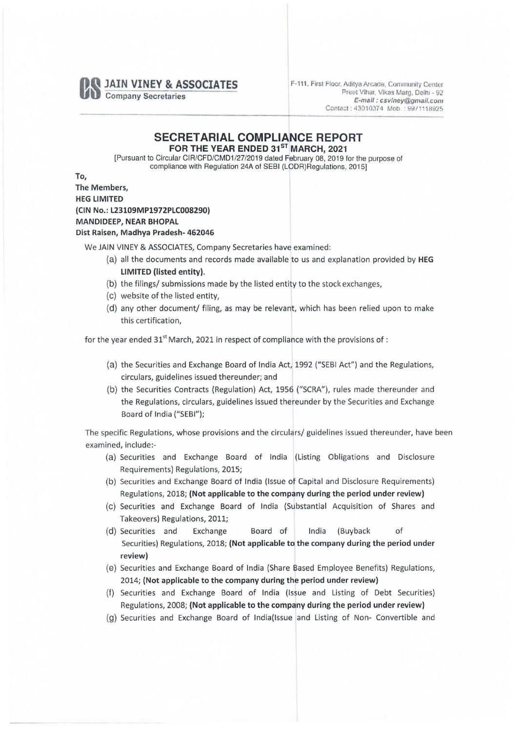**JAIN VINEY & ASSOCIATES**
Company Secretaries

F-111, First Floor, Aditya Arcade, Community Center
Preet Vihar, Vikas Marg, Delhi - 92
*E-mail : csviney@gmail.com*
Contact : 43010374 Mob. : 9971118925

# SECRETARIAL COMPLIANCE REPORT

## FOR THE YEAR ENDED 31ST MARCH, 2021

[Pursuant to Circular CIR/CFD/CMD1/27/2019 dated February 08, 2019 for the purpose of compliance with Regulation 24A of SEBI (LODR)Regulations, 2015]

**To,**
**The Members,**
**HEG LIMITED**
**(CIN No.: L23109MP1972PLC008290)**
**MANDIDEEP, NEAR BHOPAL**
**Dist Raisen, Madhya Pradesh- 462046**

We JAIN VINEY & ASSOCIATES, Company Secretaries have examined:

(a) all the documents and records made available to us and explanation provided by **HEG LIMITED (listed entity).**
(b) the filings/ submissions made by the listed entity to the stock exchanges,
(c) website of the listed entity,
(d) any other document/ filing, as may be relevant, which has been relied upon to make this certification,

for the year ended 31st March, 2021 in respect of compliance with the provisions of :

(a) the Securities and Exchange Board of India Act, 1992 ("SEBI Act") and the Regulations, circulars, guidelines issued thereunder; and
(b) the Securities Contracts (Regulation) Act, 1956 ("SCRA"), rules made thereunder and the Regulations, circulars, guidelines issued thereunder by the Securities and Exchange Board of India ("SEBI");

The specific Regulations, whose provisions and the circulars/ guidelines issued thereunder, have been examined, include:-

(a) Securities and Exchange Board of India (Listing Obligations and Disclosure Requirements) Regulations, 2015;
(b) Securities and Exchange Board of India (Issue of Capital and Disclosure Requirements) Regulations, 2018; **(Not applicable to the company during the period under review)**
(c) Securities and Exchange Board of India (Substantial Acquisition of Shares and Takeovers) Regulations, 2011;
(d) Securities and Exchange Board of India (Buyback of Securities) Regulations, 2018; **(Not applicable to the company during the period under review)**
(e) Securities and Exchange Board of India (Share Based Employee Benefits) Regulations, 2014; **(Not applicable to the company during the period under review)**
(f) Securities and Exchange Board of India (Issue and Listing of Debt Securities) Regulations, 2008; **(Not applicable to the company during the period under review)**
(g) Securities and Exchange Board of India(Issue and Listing of Non- Convertible and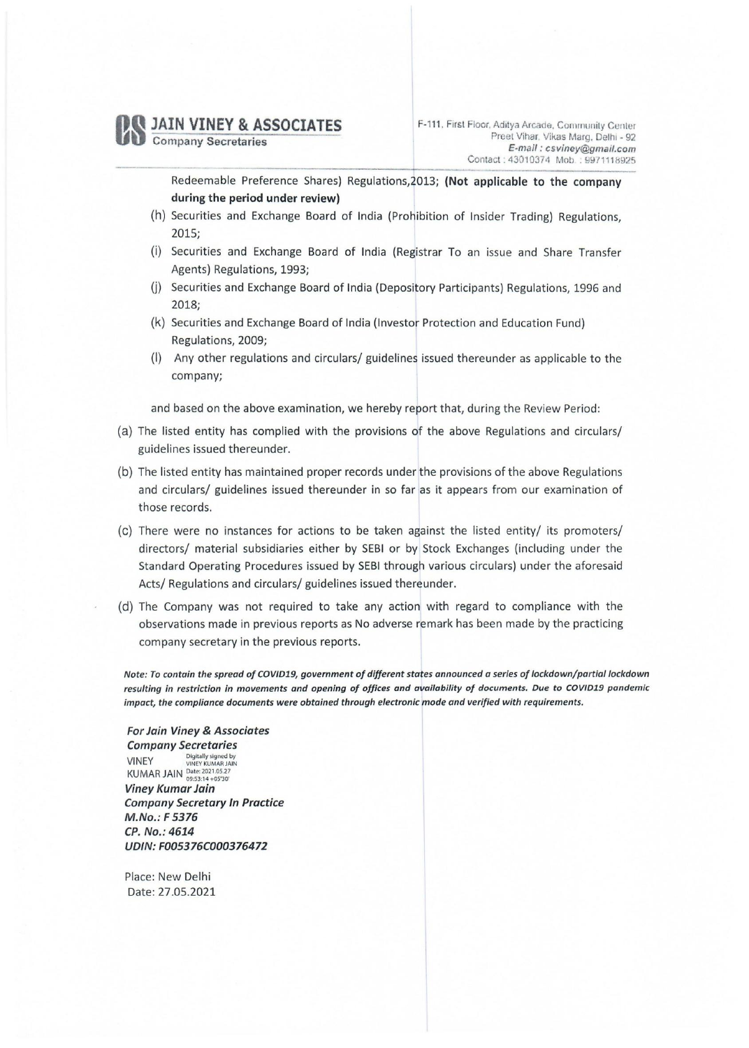Redeemable Preference Shares) Regulations,2013; **(Not applicable to the company during the period under review)**

(h) Securities and Exchange Board of India (Prohibition of Insider Trading) Regulations, 2015;

(i) Securities and Exchange Board of India (Registrar To an issue and Share Transfer Agents) Regulations, 1993;

(j) Securities and Exchange Board of India (Depository Participants) Regulations, 1996 and 2018;

(k) Securities and Exchange Board of India (Investor Protection and Education Fund) Regulations, 2009;

(l) Any other regulations and circulars/ guidelines issued thereunder as applicable to the company;

and based on the above examination, we hereby report that, during the Review Period:

(a) The listed entity has complied with the provisions of the above Regulations and circulars/ guidelines issued thereunder.

(b) The listed entity has maintained proper records under the provisions of the above Regulations and circulars/ guidelines issued thereunder in so far as it appears from our examination of those records.

(c) There were no instances for actions to be taken against the listed entity/ its promoters/ directors/ material subsidiaries either by SEBI or by Stock Exchanges (including under the Standard Operating Procedures issued by SEBI through various circulars) under the aforesaid Acts/ Regulations and circulars/ guidelines issued thereunder.

(d) The Company was not required to take any action with regard to compliance with the observations made in previous reports as No adverse remark has been made by the practicing company secretary in the previous reports.

***Note:** To contain the spread of COVID19, government of different states announced a series of lockdown/partial lockdown resulting in restriction in movements and opening of offices and availability of documents. Due to COVID19 pandemic impact, the compliance documents were obtained through electronic mode and verified with requirements.*

***For Jain Viney & Associates***
***Company Secretaries***

VINEY KUMAR JAIN
Digitally signed by VINEY KUMAR JAIN
Date: 2021.05.27 09:53:14 +05'30'

***Viney Kumar Jain***
***Company Secretary In Practice***
***M.No.: F 5376***
***CP. No.: 4614***
***UDIN: F005376C000376472***

Place: New Delhi
Date: 27.05.2021